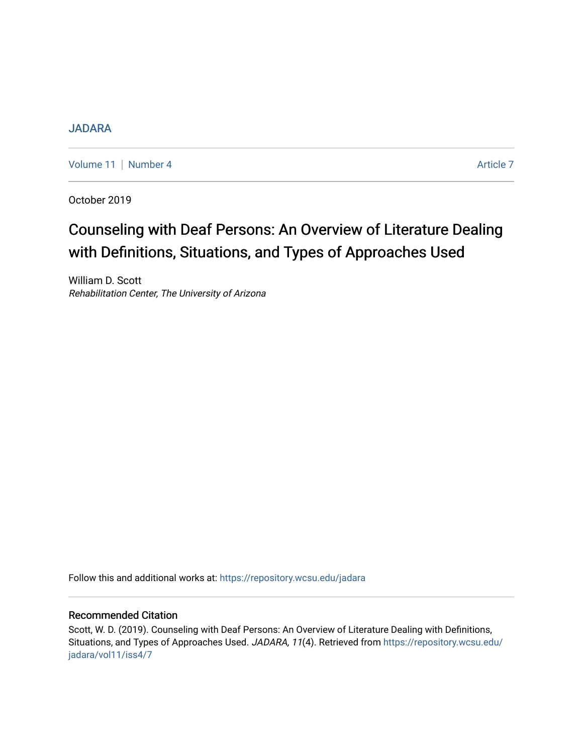JADARA

Volume 11 | Number 4 | Article 7

October 2019

# Counseling with Deaf Persons: An Overview of Literature Dealing with Definitions, Situations, and Types of Approaches Used

William D. Scott
*Rehabilitation Center, The University of Arizona*

Follow this and additional works at: https://repository.wcsu.edu/jadara

## Recommended Citation

Scott, W. D. (2019). Counseling with Deaf Persons: An Overview of Literature Dealing with Definitions, Situations, and Types of Approaches Used. *JADARA, 11*(4). Retrieved from https://repository.wcsu.edu/jadara/vol11/iss4/7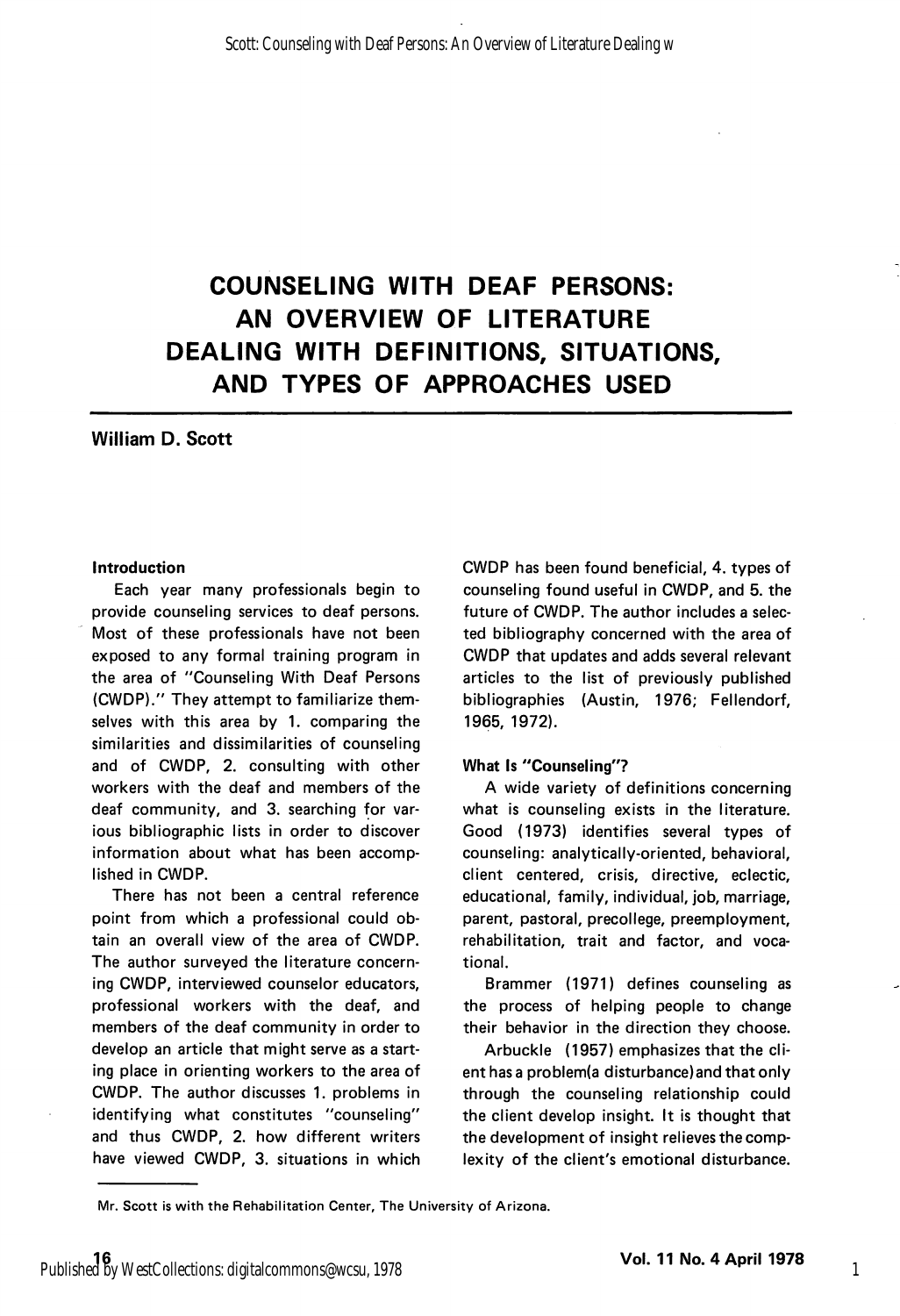# COUNSELING WITH DEAF PERSONS: AN OVERVIEW OF LITERATURE DEALING WITH DEFINITIONS, SITUATIONS, AND TYPES OF APPROACHES USED

**William D. Scott**

### Introduction

Each year many professionals begin to provide counseling services to deaf persons. Most of these professionals have not been exposed to any formal training program in the area of "Counseling With Deaf Persons (CWDP)." They attempt to familiarize themselves with this area by 1. comparing the similarities and dissimilarities of counseling and of CWDP, 2. consulting with other workers with the deaf and members of the deaf community, and 3. searching for various bibliographic lists in order to discover information about what has been accomplished in CWDP.

There has not been a central reference point from which a professional could obtain an overall view of the area of CWDP. The author surveyed the literature concerning CWDP, interviewed counselor educators, professional workers with the deaf, and members of the deaf community in order to develop an article that might serve as a starting place in orienting workers to the area of CWDP. The author discusses 1. problems in identifying what constitutes "counseling" and thus CWDP, 2. how different writers have viewed CWDP, 3. situations in which CWDP has been found beneficial, 4. types of counseling found useful in CWDP, and 5. the future of CWDP. The author includes a selected bibliography concerned with the area of CWDP that updates and adds several relevant articles to the list of previously published bibliographies (Austin, 1976; Fellendorf, 1965, 1972).

### What Is "Counseling"?

A wide variety of definitions concerning what is counseling exists in the literature. Good (1973) identifies several types of counseling: analytically-oriented, behavioral, client centered, crisis, directive, eclectic, educational, family, individual, job, marriage, parent, pastoral, precollege, preemployment, rehabilitation, trait and factor, and vocational.

Brammer (1971) defines counseling as the process of helping people to change their behavior in the direction they choose.

Arbuckle (1957) emphasizes that the client has a problem(a disturbance) and that only through the counseling relationship could the client develop insight. It is thought that the development of insight relieves the complexity of the client's emotional disturbance.

---

Mr. Scott is with the Rehabilitation Center, The University of Arizona.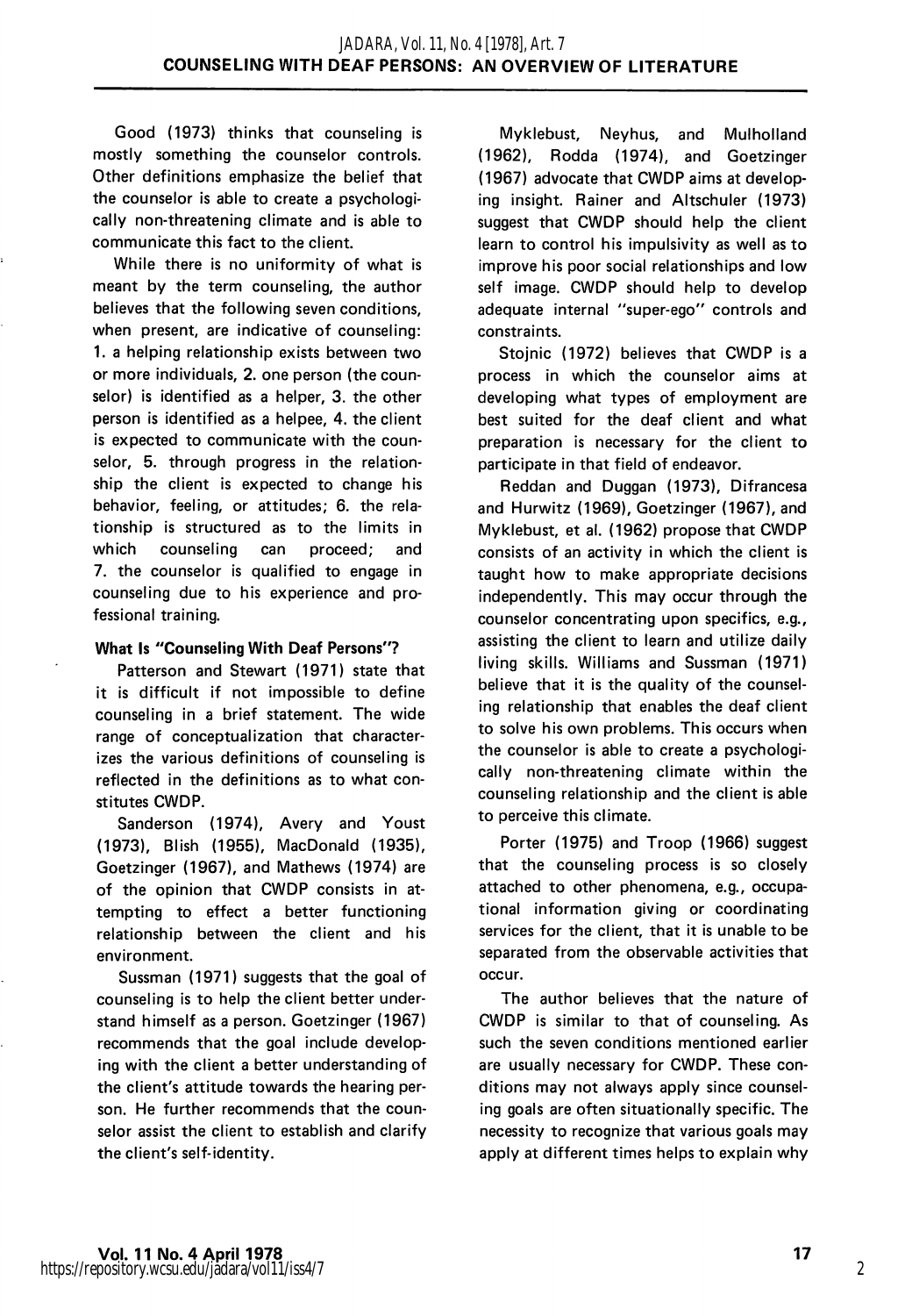Good (1973) thinks that counseling is mostly something the counselor controls. Other definitions emphasize the belief that the counselor is able to create a psychologically non-threatening climate and is able to communicate this fact to the client.

While there is no uniformity of what is meant by the term counseling, the author believes that the following seven conditions, when present, are indicative of counseling: 1. a helping relationship exists between two or more individuals, 2. one person (the counselor) is identified as a helper, 3. the other person is identified as a helpee, 4. the client is expected to communicate with the counselor, 5. through progress in the relationship the client is expected to change his behavior, feeling, or attitudes; 6. the relationship is structured as to the limits in which counseling can proceed; and 7. the counselor is qualified to engage in counseling due to his experience and professional training.

#### What Is "Counseling With Deaf Persons"?

Patterson and Stewart (1971) state that it is difficult if not impossible to define counseling in a brief statement. The wide range of conceptualization that characterizes the various definitions of counseling is reflected in the definitions as to what constitutes CWDP.

Sanderson (1974), Avery and Youst (1973), Blish (1955), MacDonald (1935), Goetzinger (1967), and Mathews (1974) are of the opinion that CWDP consists in attempting to effect a better functioning relationship between the client and his environment.

Sussman (1971) suggests that the goal of counseling is to help the client better understand himself as a person. Goetzinger (1967) recommends that the goal include developing with the client a better understanding of the client's attitude towards the hearing person. He further recommends that the counselor assist the client to establish and clarify the client's self-identity.

Myklebust, Neyhus, and Mulholland (1962), Rodda (1974), and Goetzinger (1967) advocate that CWDP aims at developing insight. Rainer and Altschuler (1973) suggest that CWDP should help the client learn to control his impulsivity as well as to improve his poor social relationships and low self image. CWDP should help to develop adequate internal "super-ego" controls and constraints.

Stojnic (1972) believes that CWDP is a process in which the counselor aims at developing what types of employment are best suited for the deaf client and what preparation is necessary for the client to participate in that field of endeavor.

Reddan and Duggan (1973), Difrancesa and Hurwitz (1969), Goetzinger (1967), and Myklebust, et al. (1962) propose that CWDP consists of an activity in which the client is taught how to make appropriate decisions independently. This may occur through the counselor concentrating upon specifics, e.g., assisting the client to learn and utilize daily living skills. Williams and Sussman (1971) believe that it is the quality of the counseling relationship that enables the deaf client to solve his own problems. This occurs when the counselor is able to create a psychologically non-threatening climate within the counseling relationship and the client is able to perceive this climate.

Porter (1975) and Troop (1966) suggest that the counseling process is so closely attached to other phenomena, e.g., occupational information giving or coordinating services for the client, that it is unable to be separated from the observable activities that occur.

The author believes that the nature of CWDP is similar to that of counseling. As such the seven conditions mentioned earlier are usually necessary for CWDP. These conditions may not always apply since counseling goals are often situationally specific. The necessity to recognize that various goals may apply at different times helps to explain why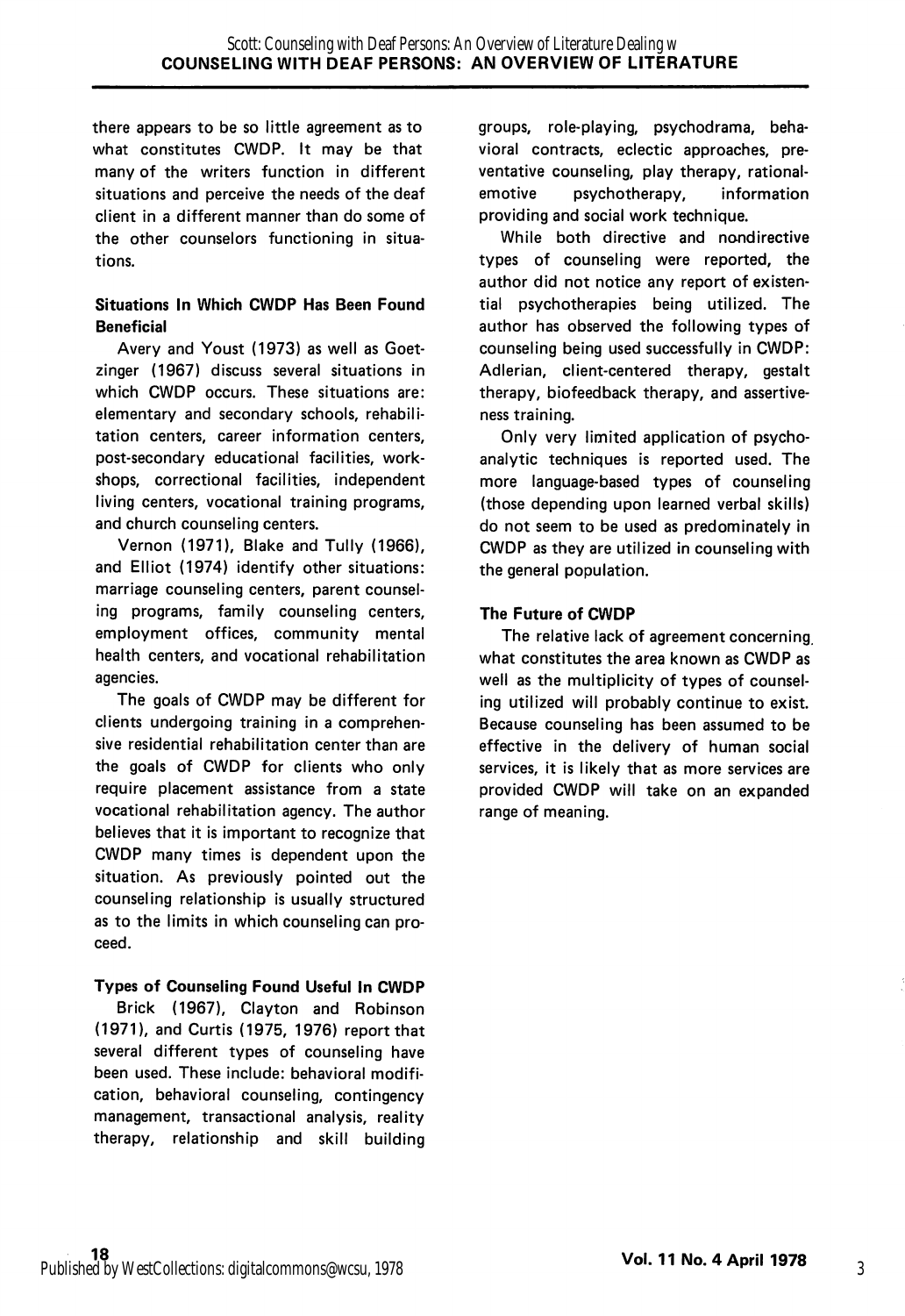there appears to be so little agreement as to what constitutes CWDP. It may be that many of the writers function in different situations and perceive the needs of the deaf client in a different manner than do some of the other counselors functioning in situations.

### Situations In Which CWDP Has Been Found Beneficial

Avery and Youst (1973) as well as Goetzinger (1967) discuss several situations in which CWDP occurs. These situations are: elementary and secondary schools, rehabilitation centers, career information centers, post-secondary educational facilities, workshops, correctional facilities, independent living centers, vocational training programs, and church counseling centers.

Vernon (1971), Blake and Tully (1966), and Elliot (1974) identify other situations: marriage counseling centers, parent counseling programs, family counseling centers, employment offices, community mental health centers, and vocational rehabilitation agencies.

The goals of CWDP may be different for clients undergoing training in a comprehensive residential rehabilitation center than are the goals of CWDP for clients who only require placement assistance from a state vocational rehabilitation agency. The author believes that it is important to recognize that CWDP many times is dependent upon the situation. As previously pointed out the counseling relationship is usually structured as to the limits in which counseling can proceed.

### Types of Counseling Found Useful In CWDP

Brick (1967), Clayton and Robinson (1971), and Curtis (1975, 1976) report that several different types of counseling have been used. These include: behavioral modification, behavioral counseling, contingency management, transactional analysis, reality therapy, relationship and skill building groups, role-playing, psychodrama, behavioral contracts, eclectic approaches, preventative counseling, play therapy, rational-emotive psychotherapy, information providing and social work technique.

While both directive and nondirective types of counseling were reported, the author did not notice any report of existential psychotherapies being utilized. The author has observed the following types of counseling being used successfully in CWDP: Adlerian, client-centered therapy, gestalt therapy, biofeedback therapy, and assertiveness training.

Only very limited application of psychoanalytic techniques is reported used. The more language-based types of counseling (those depending upon learned verbal skills) do not seem to be used as predominately in CWDP as they are utilized in counseling with the general population.

### The Future of CWDP

The relative lack of agreement concerning what constitutes the area known as CWDP as well as the multiplicity of types of counseling utilized will probably continue to exist. Because counseling has been assumed to be effective in the delivery of human social services, it is likely that as more services are provided CWDP will take on an expanded range of meaning.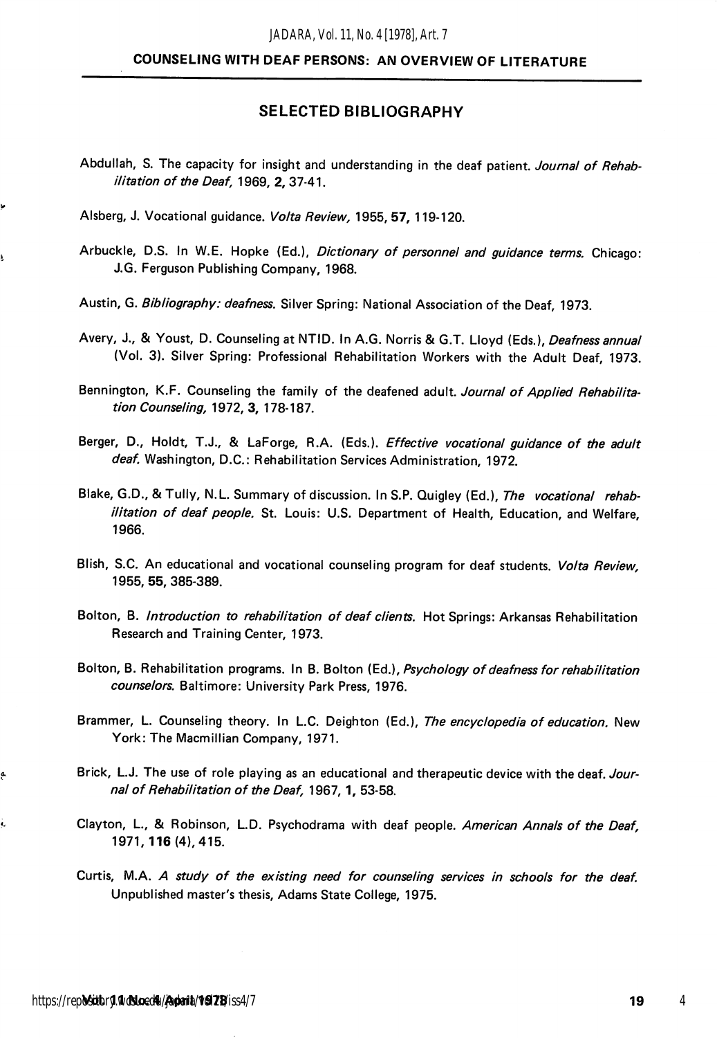## SELECTED BIBLIOGRAPHY

Abdullah, S. The capacity for insight and understanding in the deaf patient. *Journal of Rehabilitation of the Deaf,* 1969, **2,** 37-41.

Alsberg, J. Vocational guidance. *Volta Review,* 1955, **57,** 119-120.

Arbuckle, D.S. In W.E. Hopke (Ed.), *Dictionary of personnel and guidance terms.* Chicago: J.G. Ferguson Publishing Company, 1968.

Austin, G. *Bibliography: deafness.* Silver Spring: National Association of the Deaf, 1973.

Avery, J., & Youst, D. Counseling at NTID. In A.G. Norris & G.T. Lloyd (Eds.), *Deafness annual* (Vol. 3). Silver Spring: Professional Rehabilitation Workers with the Adult Deaf, 1973.

Bennington, K.F. Counseling the family of the deafened adult. *Journal of Applied Rehabilitation Counseling,* 1972, **3,** 178-187.

Berger, D., Holdt, T.J., & LaForge, R.A. (Eds.). *Effective vocational guidance of the adult deaf.* Washington, D.C.: Rehabilitation Services Administration, 1972.

Blake, G.D., & Tully, N.L. Summary of discussion. In S.P. Quigley (Ed.), *The vocational rehabilitation of deaf people.* St. Louis: U.S. Department of Health, Education, and Welfare, 1966.

Blish, S.C. An educational and vocational counseling program for deaf students. *Volta Review,* 1955, **55,** 385-389.

Bolton, B. *Introduction to rehabilitation of deaf clients.* Hot Springs: Arkansas Rehabilitation Research and Training Center, 1973.

Bolton, B. Rehabilitation programs. In B. Bolton (Ed.), *Psychology of deafness for rehabilitation counselors.* Baltimore: University Park Press, 1976.

Brammer, L. Counseling theory. In L.C. Deighton (Ed.), *The encyclopedia of education.* New York: The Macmillian Company, 1971.

Brick, L.J. The use of role playing as an educational and therapeutic device with the deaf. *Journal of Rehabilitation of the Deaf,* 1967, **1,** 53-58.

Clayton, L., & Robinson, L.D. Psychodrama with deaf people. *American Annals of the Deaf,* 1971, **116** (4), 415.

Curtis, M.A. *A study of the existing need for counseling services in schools for the deaf.* Unpublished master's thesis, Adams State College, 1975.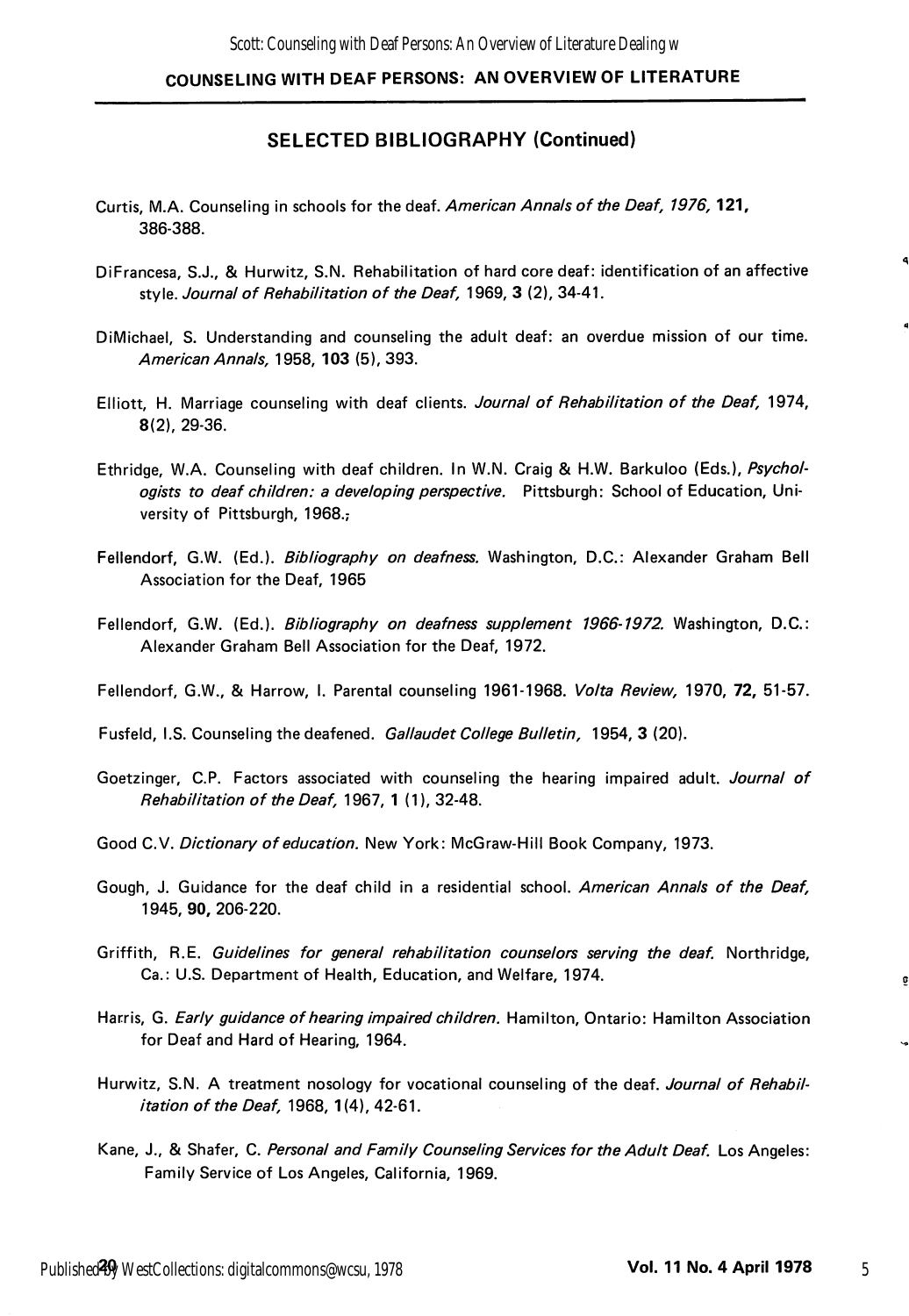## SELECTED BIBLIOGRAPHY (Continued)

Curtis, M.A. Counseling in schools for the deaf. *American Annals of the Deaf, 1976,* **121,** 386-388.

DiFrancesa, S.J., & Hurwitz, S.N. Rehabilitation of hard core deaf: identification of an affective style. *Journal of Rehabilitation of the Deaf,* 1969, **3** (2), 34-41.

DiMichael, S. Understanding and counseling the adult deaf: an overdue mission of our time. *American Annals,* 1958, **103** (5), 393.

Elliott, H. Marriage counseling with deaf clients. *Journal of Rehabilitation of the Deaf,* 1974, **8**(2), 29-36.

Ethridge, W.A. Counseling with deaf children. In W.N. Craig & H.W. Barkuloo (Eds.), *Psychologists to deaf children: a developing perspective.* Pittsburgh: School of Education, University of Pittsburgh, 1968.;

Fellendorf, G.W. (Ed.). *Bibliography on deafness.* Washington, D.C.: Alexander Graham Bell Association for the Deaf, 1965

Fellendorf, G.W. (Ed.). *Bibliography on deafness supplement 1966-1972.* Washington, D.C.: Alexander Graham Bell Association for the Deaf, 1972.

Fellendorf, G.W., & Harrow, I. Parental counseling 1961-1968. *Volta Review,* 1970, **72,** 51-57.

Fusfeld, I.S. Counseling the deafened. *Gallaudet College Bulletin,* 1954, **3** (20).

Goetzinger, C.P. Factors associated with counseling the hearing impaired adult. *Journal of Rehabilitation of the Deaf,* 1967, **1** (1), 32-48.

Good C.V. *Dictionary of education.* New York: McGraw-Hill Book Company, 1973.

Gough, J. Guidance for the deaf child in a residential school. *American Annals of the Deaf,* 1945, **90,** 206-220.

Griffith, R.E. *Guidelines for general rehabilitation counselors serving the deaf.* Northridge, Ca.: U.S. Department of Health, Education, and Welfare, 1974.

Harris, G. *Early guidance of hearing impaired children.* Hamilton, Ontario: Hamilton Association for Deaf and Hard of Hearing, 1964.

Hurwitz, S.N. A treatment nosology for vocational counseling of the deaf. *Journal of Rehabilitation of the Deaf,* 1968, **1**(4), 42-61.

Kane, J., & Shafer, C. *Personal and Family Counseling Services for the Adult Deaf.* Los Angeles: Family Service of Los Angeles, California, 1969.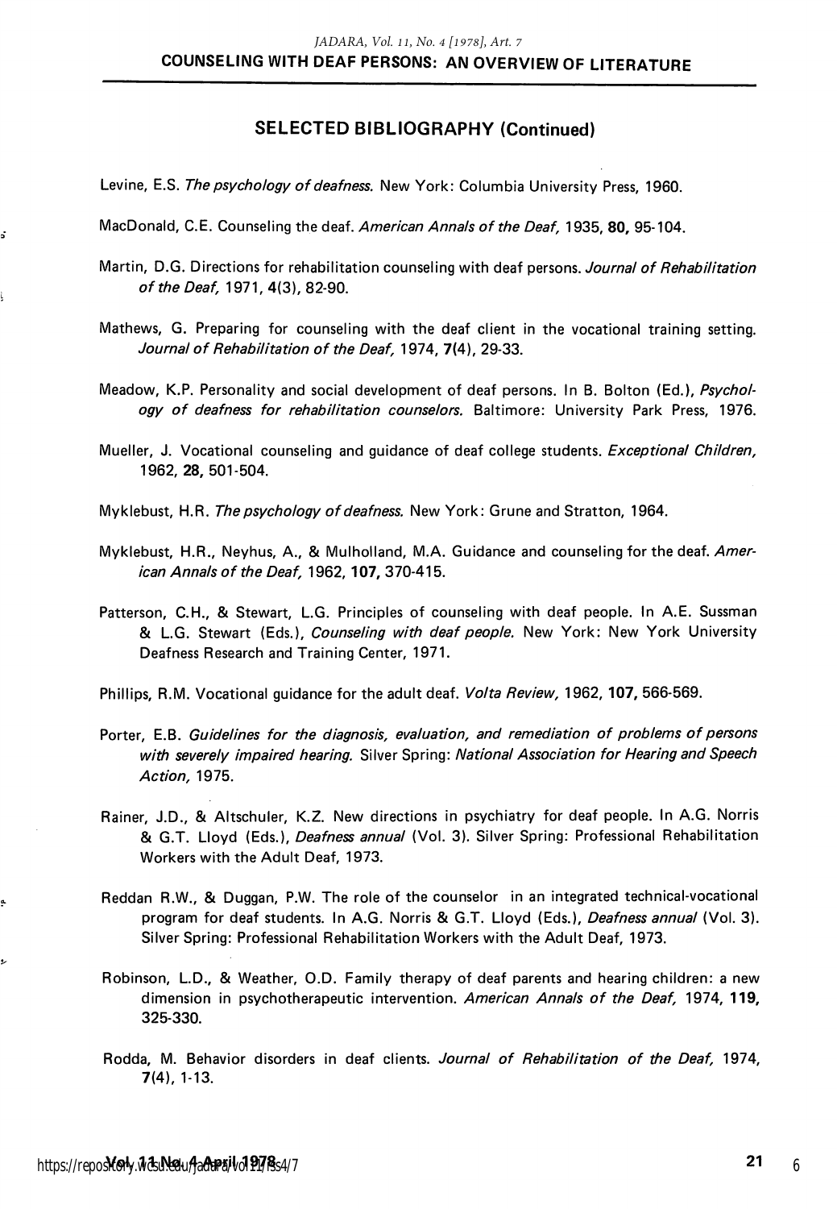## SELECTED BIBLIOGRAPHY (Continued)

Levine, E.S. *The psychology of deafness.* New York: Columbia University Press, 1960.

MacDonald, C.E. Counseling the deaf. *American Annals of the Deaf,* 1935, **80,** 95-104.

Martin, D.G. Directions for rehabilitation counseling with deaf persons. *Journal of Rehabilitation of the Deaf,* 1971, **4**(3), 82-90.

Mathews, G. Preparing for counseling with the deaf client in the vocational training setting. *Journal of Rehabilitation of the Deaf,* 1974, **7**(4), 29-33.

Meadow, K.P. Personality and social development of deaf persons. In B. Bolton (Ed.), *Psychology of deafness for rehabilitation counselors.* Baltimore: University Park Press, 1976.

Mueller, J. Vocational counseling and guidance of deaf college students. *Exceptional Children,* 1962, **28,** 501-504.

Myklebust, H.R. *The psychology of deafness.* New York: Grune and Stratton, 1964.

Myklebust, H.R., Neyhus, A., & Mulholland, M.A. Guidance and counseling for the deaf. *American Annals of the Deaf,* 1962, **107,** 370-415.

Patterson, C.H., & Stewart, L.G. Principles of counseling with deaf people. In A.E. Sussman & L.G. Stewart (Eds.), *Counseling with deaf people.* New York: New York University Deafness Research and Training Center, 1971.

Phillips, R.M. Vocational guidance for the adult deaf. *Volta Review,* 1962, **107,** 566-569.

Porter, E.B. *Guidelines for the diagnosis, evaluation, and remediation of problems of persons with severely impaired hearing.* Silver Spring: *National Association for Hearing and Speech Action,* 1975.

Rainer, J.D., & Altschuler, K.Z. New directions in psychiatry for deaf people. In A.G. Norris & G.T. Lloyd (Eds.), *Deafness annual* (Vol. 3). Silver Spring: Professional Rehabilitation Workers with the Adult Deaf, 1973.

Reddan R.W., & Duggan, P.W. The role of the counselor in an integrated technical-vocational program for deaf students. In A.G. Norris & G.T. Lloyd (Eds.), *Deafness annual* (Vol. 3). Silver Spring: Professional Rehabilitation Workers with the Adult Deaf, 1973.

Robinson, L.D., & Weather, O.D. Family therapy of deaf parents and hearing children: a new dimension in psychotherapeutic intervention. *American Annals of the Deaf,* 1974, **119,** 325-330.

Rodda, M. Behavior disorders in deaf clients. *Journal of Rehabilitation of the Deaf,* 1974, **7**(4), 1-13.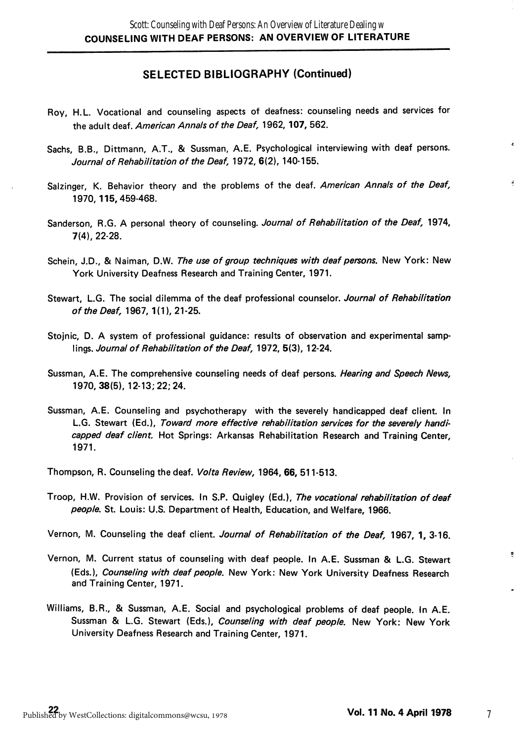## SELECTED BIBLIOGRAPHY (Continued)

Roy, H.L. Vocational and counseling aspects of deafness: counseling needs and services for the adult deaf. *American Annals of the Deaf,* 1962, **107,** 562.

Sachs, B.B., Dittmann, A.T., & Sussman, A.E. Psychological interviewing with deaf persons. *Journal of Rehabilitation of the Deaf,* 1972, **6**(2), 140-155.

Salzinger, K. Behavior theory and the problems of the deaf. *American Annals of the Deaf,* 1970, **115,** 459-468.

Sanderson, R.G. A personal theory of counseling. *Journal of Rehabilitation of the Deaf,* 1974, **7**(4), 22-28.

Schein, J.D., & Naiman, D.W. *The use of group techniques with deaf persons.* New York: New York University Deafness Research and Training Center, 1971.

Stewart, L.G. The social dilemma of the deaf professional counselor. *Journal of Rehabilitation of the Deaf,* 1967, **1**(1), 21-25.

Stojnic, D. A system of professional guidance: results of observation and experimental samplings. *Journal of Rehabilitation of the Deaf,* 1972, **5**(3), 12-24.

Sussman, A.E. The comprehensive counseling needs of deaf persons. *Hearing and Speech News,* 1970, **38**(5), 12-13; 22; 24.

Sussman, A.E. Counseling and psychotherapy with the severely handicapped deaf client. In L.G. Stewart (Ed.), *Toward more effective rehabilitation services for the severely handicapped deaf client.* Hot Springs: Arkansas Rehabilitation Research and Training Center, 1971.

Thompson, R. Counseling the deaf. *Volta Review,* 1964, **66,** 511-513.

Troop, H.W. Provision of services. In S.P. Quigley (Ed.), *The vocational rehabilitation of deaf people.* St. Louis: U.S. Department of Health, Education, and Welfare, 1966.

Vernon, M. Counseling the deaf client. *Journal of Rehabilitation of the Deaf,* 1967, **1,** 3-16.

Vernon, M. Current status of counseling with deaf people. In A.E. Sussman & L.G. Stewart (Eds.), *Counseling with deaf people.* New York: New York University Deafness Research and Training Center, 1971.

Williams, B.R., & Sussman, A.E. Social and psychological problems of deaf people. In A.E. Sussman & L.G. Stewart (Eds.), *Counseling with deaf people.* New York: New York University Deafness Research and Training Center, 1971.